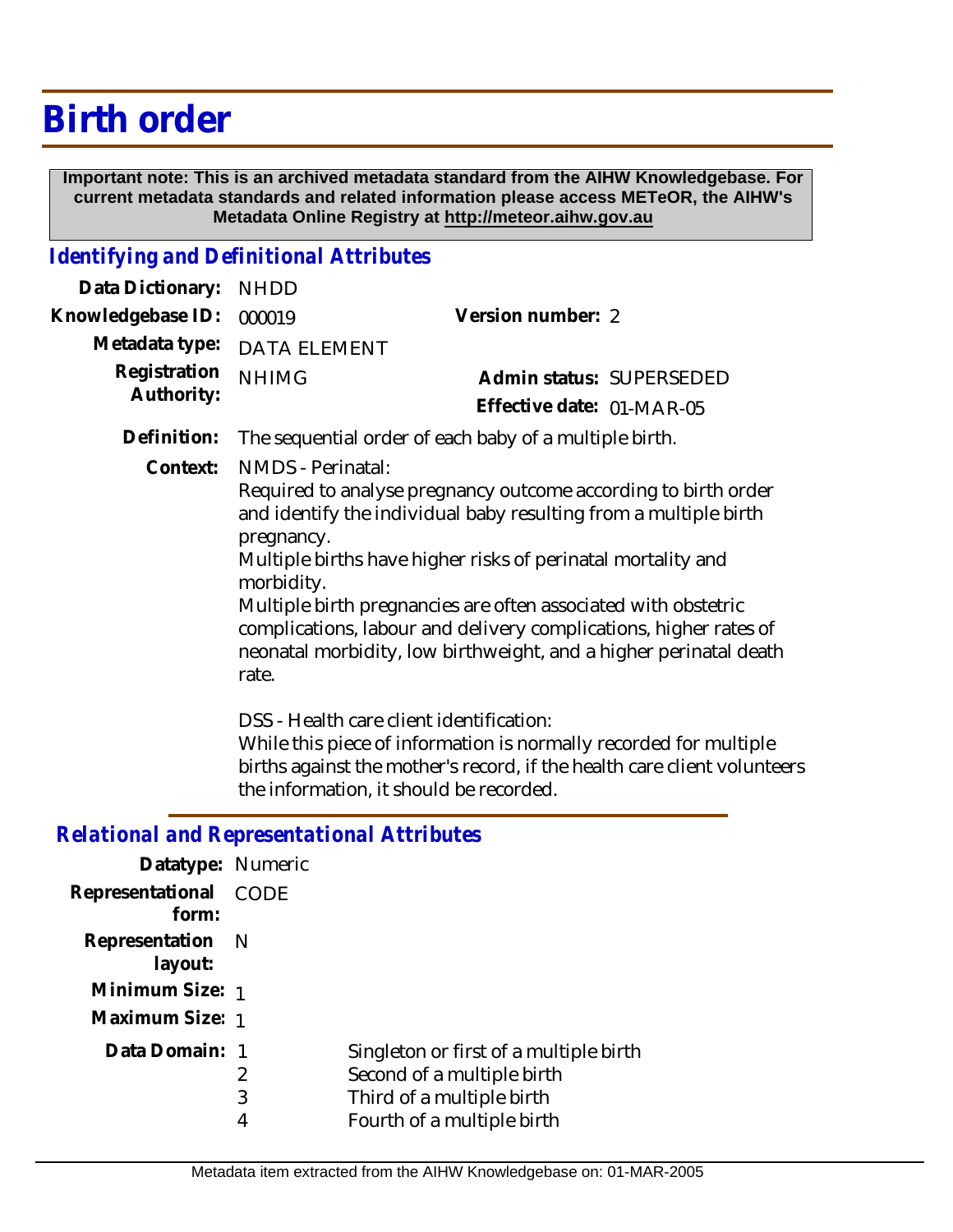# Birth order

**Important note: This is an archived metadata standard from the AIHW Knowledgebase. For current metadata standards and related information please access METeOR, the AIHW's Metadata Online Registry at http://meteor.aihw.gov.au**

## *Identifying and Definitional Attributes*

**Data Dictionary:** NHDD

**Knowledgebase ID:** 000019

**Version number:** 2

**Metadata type:** DATA ELEMENT

**Registration Authority:** NHIMG

**Admin status:** SUPERSEDED

**Effective date:** 01-MAR-05

**Definition:** The sequential order of each baby of a multiple birth.

**Context:** NMDS - Perinatal:
Required to analyse pregnancy outcome according to birth order and identify the individual baby resulting from a multiple birth pregnancy.
Multiple births have higher risks of perinatal mortality and morbidity.
Multiple birth pregnancies are often associated with obstetric complications, labour and delivery complications, higher rates of neonatal morbidity, low birthweight, and a higher perinatal death rate.

DSS - Health care client identification:
While this piece of information is normally recorded for multiple births against the mother's record, if the health care client volunteers the information, it should be recorded.

## *Relational and Representational Attributes*

**Datatype:** Numeric

**Representational form:** CODE

**Representation layout:** N

**Minimum Size:** 1

**Maximum Size:** 1

**Data Domain:**

| Code | Description |
|---|---|
| 1 | Singleton or first of a multiple birth |
| 2 | Second of a multiple birth |
| 3 | Third of a multiple birth |
| 4 | Fourth of a multiple birth |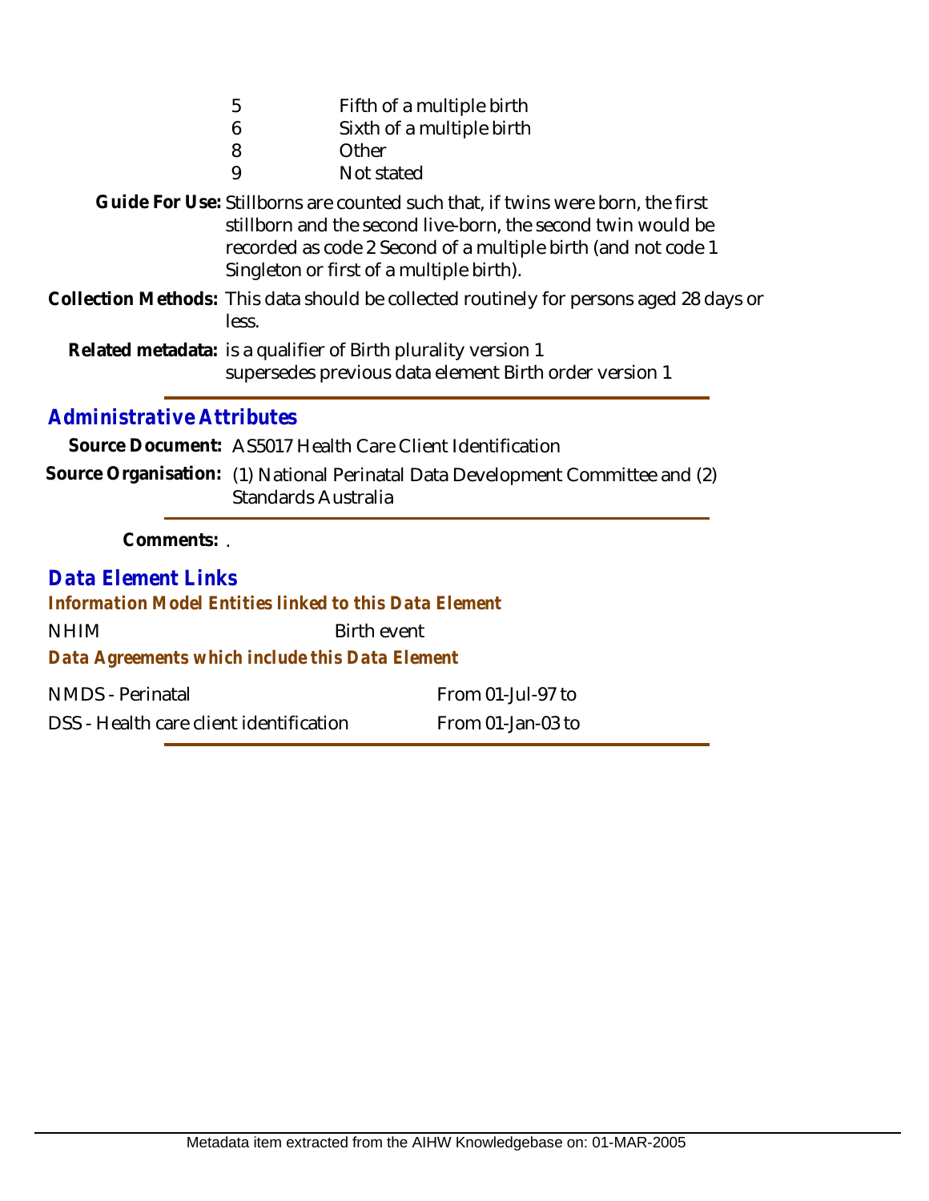| | |
|---|---|
| 5 | Fifth of a multiple birth |
| 6 | Sixth of a multiple birth |
| 8 | Other |
| 9 | Not stated |

**Guide For Use:** Stillborns are counted such that, if twins were born, the first stillborn and the second live-born, the second twin would be recorded as code 2 Second of a multiple birth (and not code 1 Singleton or first of a multiple birth).

**Collection Methods:** This data should be collected routinely for persons aged 28 days or less.

**Related metadata:** is a qualifier of Birth plurality version 1
supersedes previous data element Birth order version 1

## Administrative Attributes

**Source Document:** AS5017 Health Care Client Identification

**Source Organisation:** (1) National Perinatal Data Development Committee and (2) Standards Australia

**Comments:** .

## Data Element Links

### Information Model Entities linked to this Data Element

| | |
|---|---|
| NHIM | Birth event |

### Data Agreements which include this Data Element

| | |
|---|---|
| NMDS - Perinatal | From 01-Jul-97 to |
| DSS - Health care client identification | From 01-Jan-03 to |

Metadata item extracted from the AIHW Knowledgebase on: 01-MAR-2005